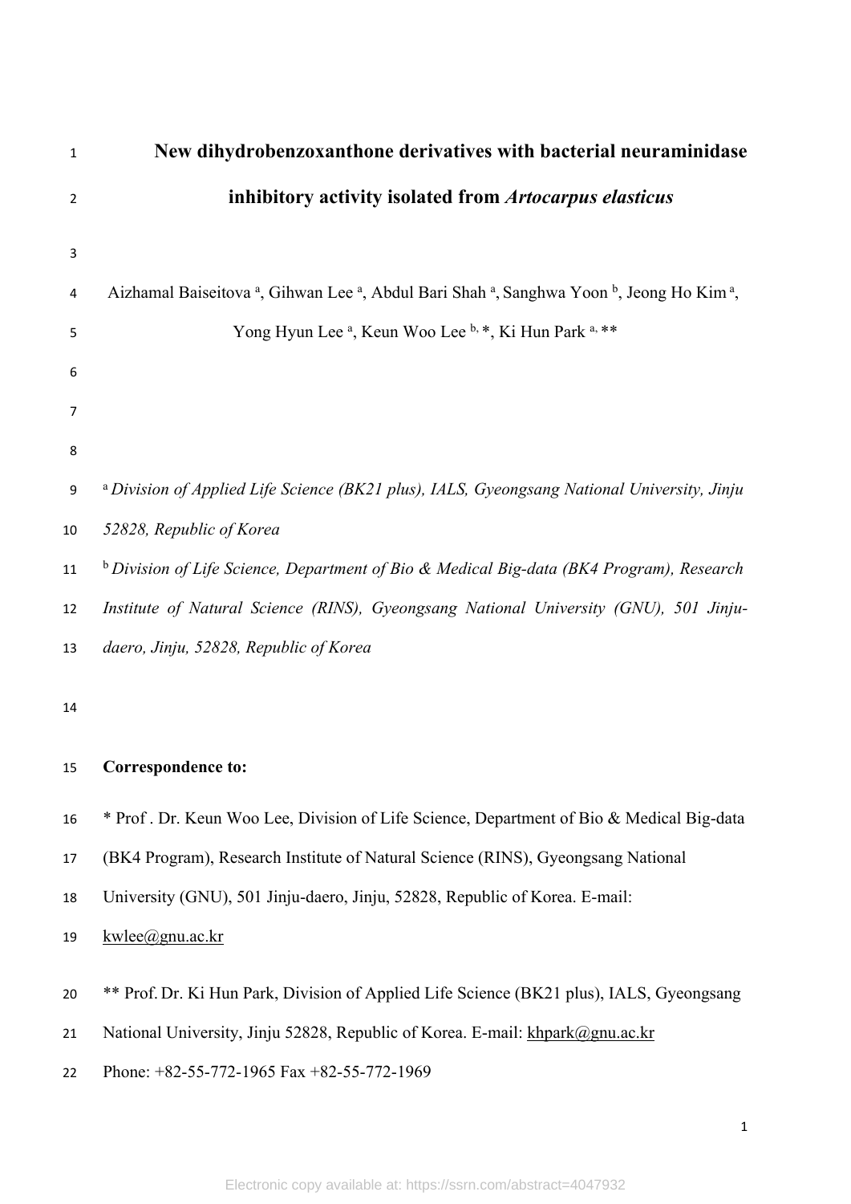# New dihydrobenzoxanthone derivatives with bacterial neuraminidase inhibitory activity isolated from *Artocarpus elasticus*

Aizhamal Baiseitova [a], Gihwan Lee [a], Abdul Bari Shah [a], Sanghwa Yoon [b], Jeong Ho Kim [a], Yong Hyun Lee [a], Keun Woo Lee [b, *], Ki Hun Park [a, **]

[a] *Division of Applied Life Science (BK21 plus), IALS, Gyeongsang National University, Jinju 52828, Republic of Korea*

[b] *Division of Life Science, Department of Bio & Medical Big-data (BK4 Program), Research Institute of Natural Science (RINS), Gyeongsang National University (GNU), 501 Jinju-daero, Jinju, 52828, Republic of Korea*

**Correspondence to:**

* Prof . Dr. Keun Woo Lee, Division of Life Science, Department of Bio & Medical Big-data (BK4 Program), Research Institute of Natural Science (RINS), Gyeongsang National University (GNU), 501 Jinju-daero, Jinju, 52828, Republic of Korea. E-mail: kwlee@gnu.ac.kr

** Prof. Dr. Ki Hun Park, Division of Applied Life Science (BK21 plus), IALS, Gyeongsang National University, Jinju 52828, Republic of Korea. E-mail: khpark@gnu.ac.kr

Phone: +82-55-772-1965 Fax +82-55-772-1969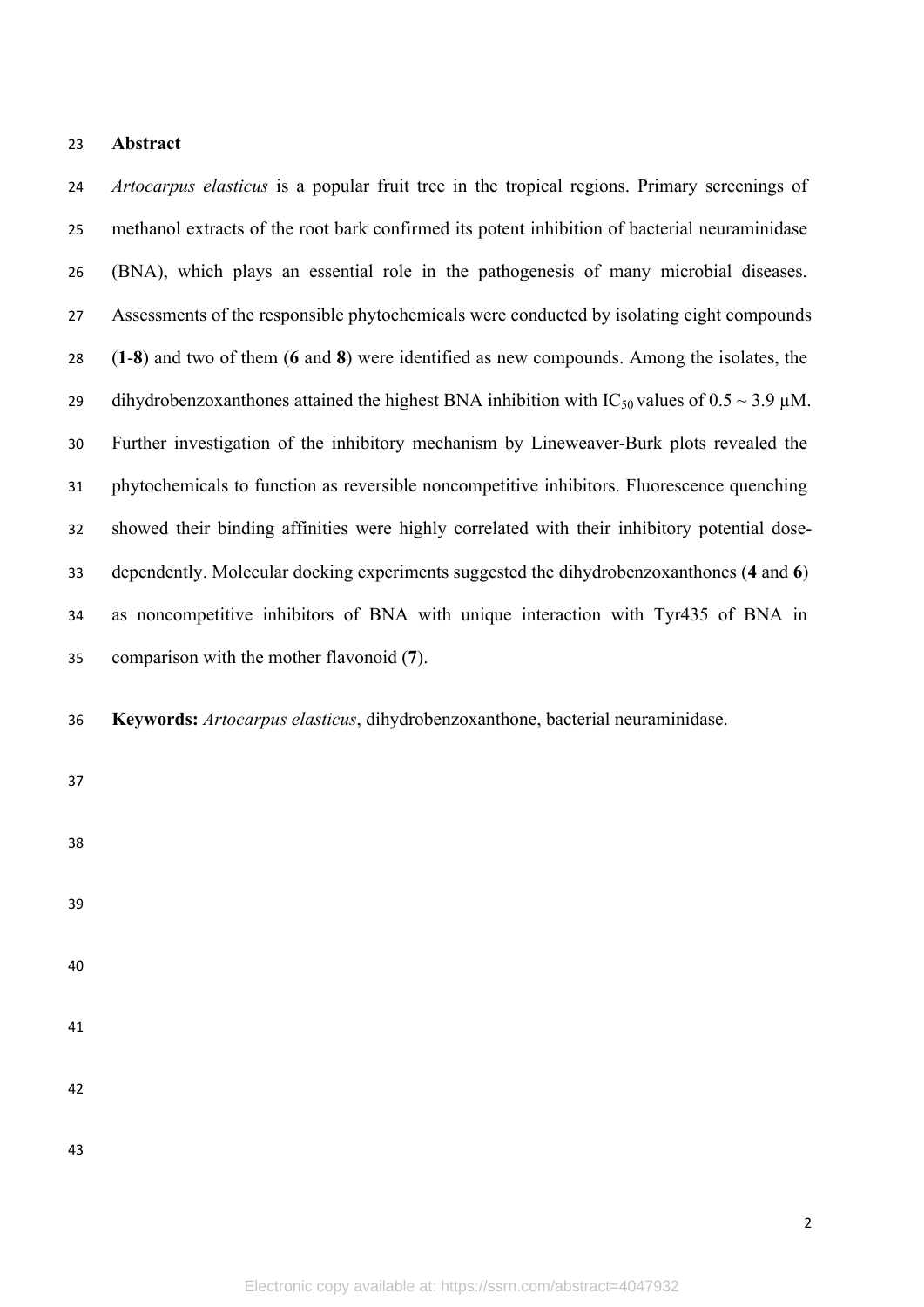## Abstract

*Artocarpus elasticus* is a popular fruit tree in the tropical regions. Primary screenings of methanol extracts of the root bark confirmed its potent inhibition of bacterial neuraminidase (BNA), which plays an essential role in the pathogenesis of many microbial diseases. Assessments of the responsible phytochemicals were conducted by isolating eight compounds (**1**-**8**) and two of them (**6** and **8**) were identified as new compounds. Among the isolates, the dihydrobenzoxanthones attained the highest BNA inhibition with $IC_{50}$ values of 0.5 ~ 3.9 μM. Further investigation of the inhibitory mechanism by Lineweaver-Burk plots revealed the phytochemicals to function as reversible noncompetitive inhibitors. Fluorescence quenching showed their binding affinities were highly correlated with their inhibitory potential dose-dependently. Molecular docking experiments suggested the dihydrobenzoxanthones (**4** and **6**) as noncompetitive inhibitors of BNA with unique interaction with Tyr435 of BNA in comparison with the mother flavonoid (**7**).

**Keywords:** *Artocarpus elasticus*, dihydrobenzoxanthone, bacterial neuraminidase.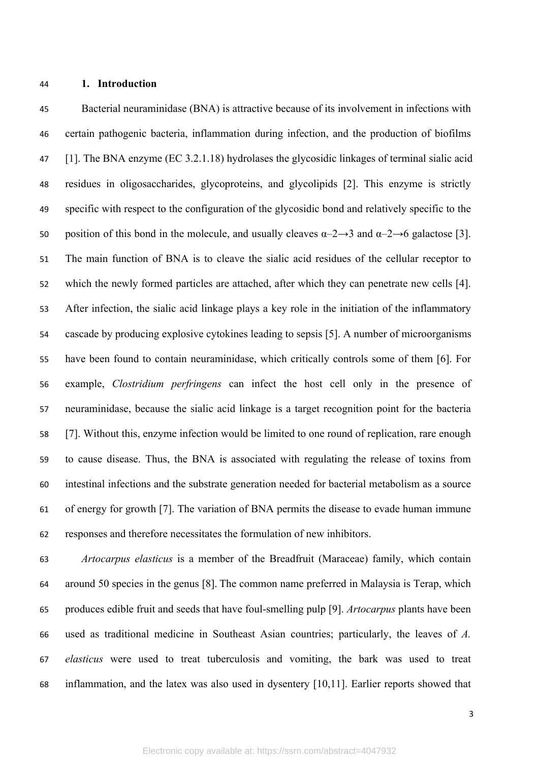## 1. Introduction

Bacterial neuraminidase (BNA) is attractive because of its involvement in infections with certain pathogenic bacteria, inflammation during infection, and the production of biofilms [1]. The BNA enzyme (EC 3.2.1.18) hydrolases the glycosidic linkages of terminal sialic acid residues in oligosaccharides, glycoproteins, and glycolipids [2]. This enzyme is strictly specific with respect to the configuration of the glycosidic bond and relatively specific to the position of this bond in the molecule, and usually cleaves α–2→3 and α–2→6 galactose [3]. The main function of BNA is to cleave the sialic acid residues of the cellular receptor to which the newly formed particles are attached, after which they can penetrate new cells [4]. After infection, the sialic acid linkage plays a key role in the initiation of the inflammatory cascade by producing explosive cytokines leading to sepsis [5]. A number of microorganisms have been found to contain neuraminidase, which critically controls some of them [6]. For example, *Clostridium perfringens* can infect the host cell only in the presence of neuraminidase, because the sialic acid linkage is a target recognition point for the bacteria [7]. Without this, enzyme infection would be limited to one round of replication, rare enough to cause disease. Thus, the BNA is associated with regulating the release of toxins from intestinal infections and the substrate generation needed for bacterial metabolism as a source of energy for growth [7]. The variation of BNA permits the disease to evade human immune responses and therefore necessitates the formulation of new inhibitors.

*Artocarpus elasticus* is a member of the Breadfruit (Maraceae) family, which contain around 50 species in the genus [8]. The common name preferred in Malaysia is Terap, which produces edible fruit and seeds that have foul-smelling pulp [9]. *Artocarpus* plants have been used as traditional medicine in Southeast Asian countries; particularly, the leaves of *A. elasticus* were used to treat tuberculosis and vomiting, the bark was used to treat inflammation, and the latex was also used in dysentery [10,11]. Earlier reports showed that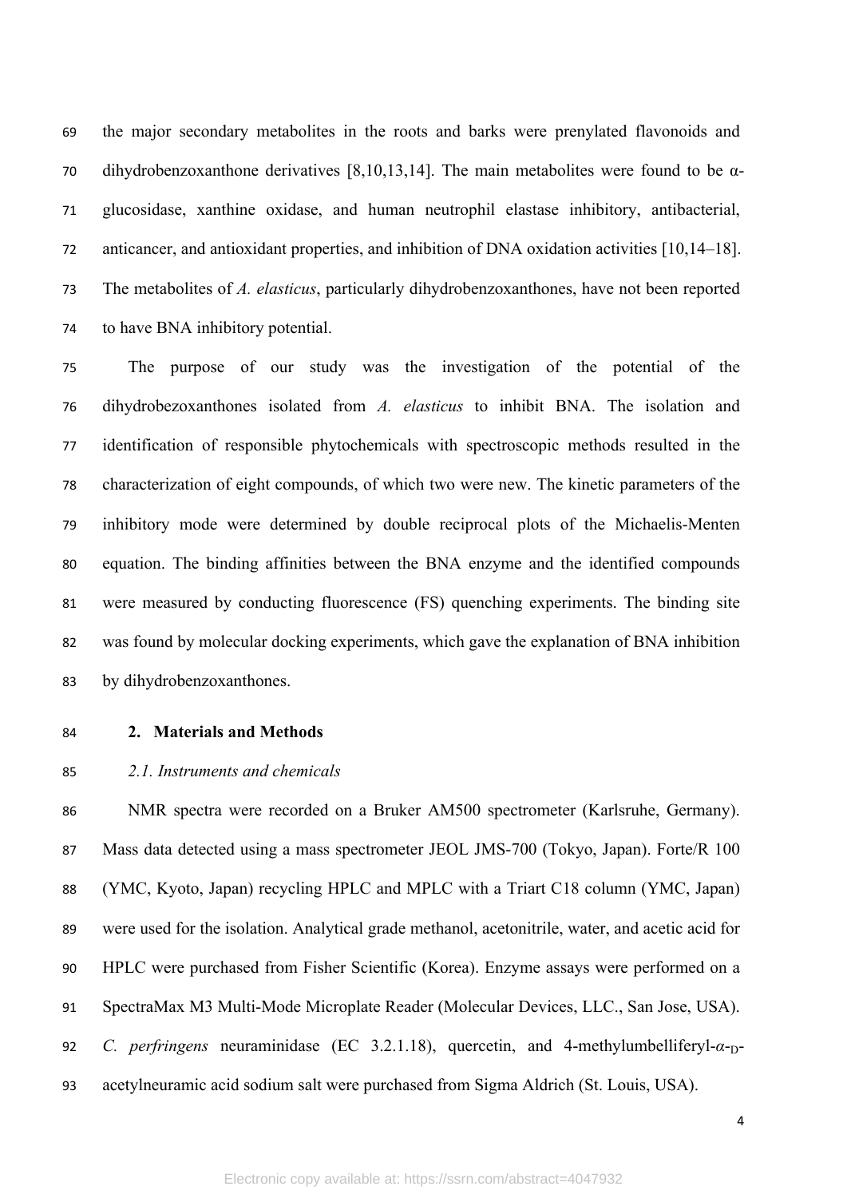the major secondary metabolites in the roots and barks were prenylated flavonoids and dihydrobenzoxanthone derivatives [8,10,13,14]. The main metabolites were found to be α-glucosidase, xanthine oxidase, and human neutrophil elastase inhibitory, antibacterial, anticancer, and antioxidant properties, and inhibition of DNA oxidation activities [10,14–18]. The metabolites of *A. elasticus*, particularly dihydrobenzoxanthones, have not been reported to have BNA inhibitory potential.

The purpose of our study was the investigation of the potential of the dihydrobezoxanthones isolated from *A. elasticus* to inhibit BNA. The isolation and identification of responsible phytochemicals with spectroscopic methods resulted in the characterization of eight compounds, of which two were new. The kinetic parameters of the inhibitory mode were determined by double reciprocal plots of the Michaelis-Menten equation. The binding affinities between the BNA enzyme and the identified compounds were measured by conducting fluorescence (FS) quenching experiments. The binding site was found by molecular docking experiments, which gave the explanation of BNA inhibition by dihydrobenzoxanthones.

## 2. Materials and Methods

### *2.1. Instruments and chemicals*

NMR spectra were recorded on a Bruker AM500 spectrometer (Karlsruhe, Germany). Mass data detected using a mass spectrometer JEOL JMS-700 (Tokyo, Japan). Forte/R 100 (YMC, Kyoto, Japan) recycling HPLC and MPLC with a Triart C18 column (YMC, Japan) were used for the isolation. Analytical grade methanol, acetonitrile, water, and acetic acid for HPLC were purchased from Fisher Scientific (Korea). Enzyme assays were performed on a SpectraMax M3 Multi-Mode Microplate Reader (Molecular Devices, LLC., San Jose, USA). *C. perfringens* neuraminidase (EC 3.2.1.18), quercetin, and 4-methylumbelliferyl-*α*-$_{\text{D}}$-acetylneuramic acid sodium salt were purchased from Sigma Aldrich (St. Louis, USA).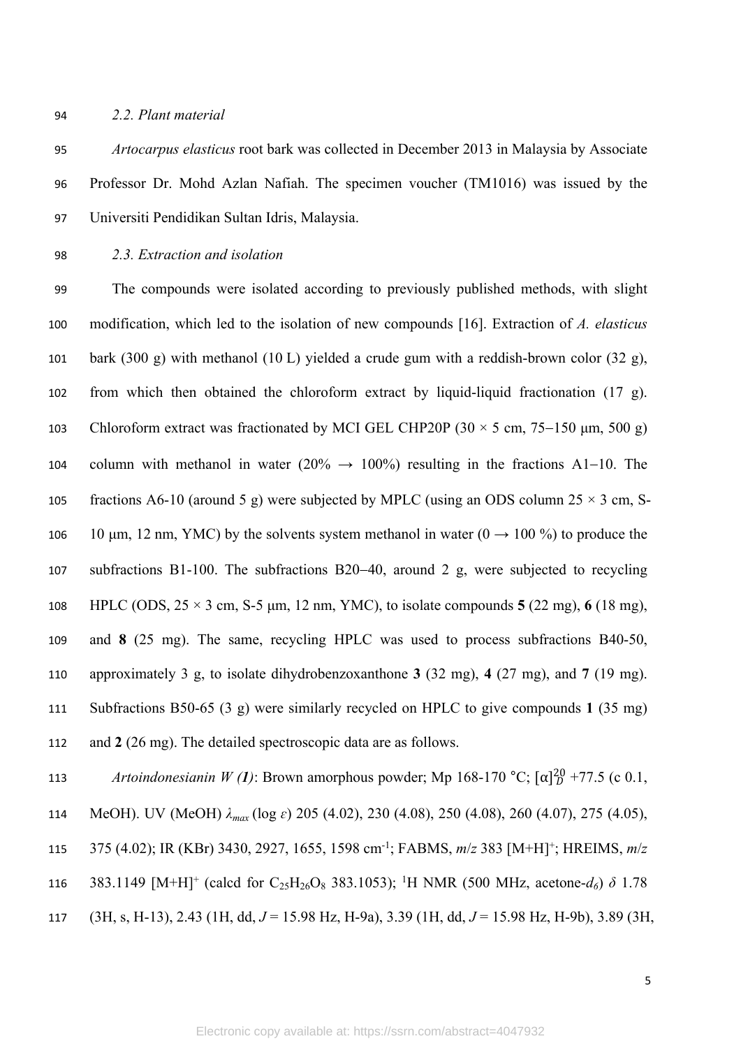*2.2. Plant material*

*Artocarpus elasticus* root bark was collected in December 2013 in Malaysia by Associate Professor Dr. Mohd Azlan Nafiah. The specimen voucher (TM1016) was issued by the Universiti Pendidikan Sultan Idris, Malaysia.

*2.3. Extraction and isolation*

The compounds were isolated according to previously published methods, with slight modification, which led to the isolation of new compounds [16]. Extraction of *A. elasticus* bark (300 g) with methanol (10 L) yielded a crude gum with a reddish-brown color (32 g), from which then obtained the chloroform extract by liquid-liquid fractionation (17 g). Chloroform extract was fractionated by MCI GEL CHP20P (30 × 5 cm, 75−150 μm, 500 g) column with methanol in water (20% → 100%) resulting in the fractions A1−10. The fractions A6-10 (around 5 g) were subjected by MPLC (using an ODS column 25 × 3 cm, S-10 μm, 12 nm, YMC) by the solvents system methanol in water (0 → 100 %) to produce the subfractions B1-100. The subfractions B20−40, around 2 g, were subjected to recycling HPLC (ODS, 25 × 3 cm, S-5 μm, 12 nm, YMC), to isolate compounds **5** (22 mg), **6** (18 mg), and **8** (25 mg). The same, recycling HPLC was used to process subfractions B40-50, approximately 3 g, to isolate dihydrobenzoxanthone **3** (32 mg), **4** (27 mg), and **7** (19 mg). Subfractions B50-65 (3 g) were similarly recycled on HPLC to give compounds **1** (35 mg) and **2** (26 mg). The detailed spectroscopic data are as follows.

*Artoindonesianin W (1)*: Brown amorphous powder; Mp 168-170 °C; $[\alpha]_D^{20}$ +77.5 (c 0.1, MeOH). UV (MeOH) $\lambda_{max}$ (log $\varepsilon$) 205 (4.02), 230 (4.08), 250 (4.08), 260 (4.07), 275 (4.05), 375 (4.02); IR (KBr) 3430, 2927, 1655, 1598 cm$^{-1}$; FABMS, *m*/*z* 383 [M+H]$^+$; HREIMS, *m*/*z* 383.1149 [M+H]$^+$ (calcd for $C_{25}H_{26}O_8$ 383.1053); $^1$H NMR (500 MHz, acetone-$d_6$) $\delta$ 1.78 (3H, s, H-13), 2.43 (1H, dd, *J* = 15.98 Hz, H-9a), 3.39 (1H, dd, *J* = 15.98 Hz, H-9b), 3.89 (3H,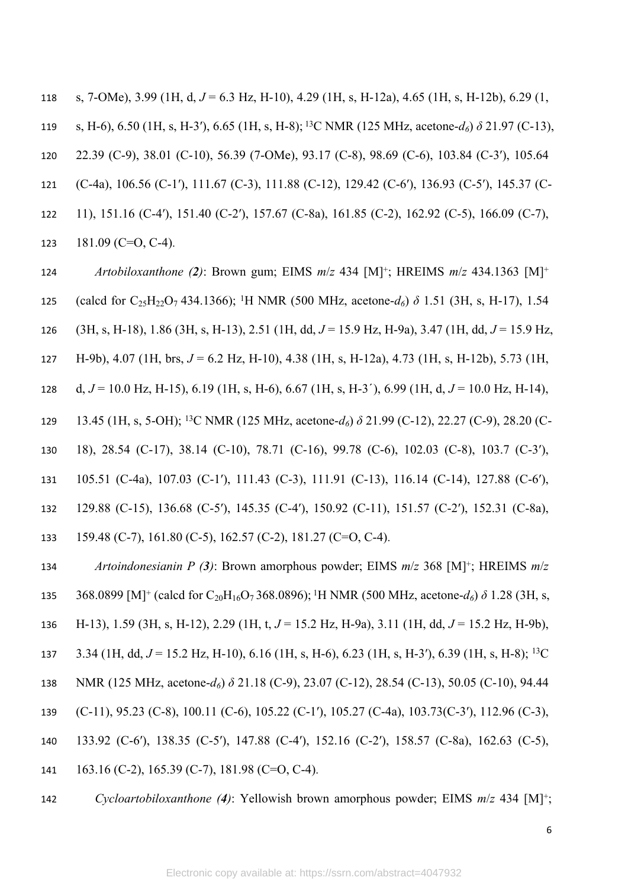s, 7-OMe), 3.99 (1H, d, *J* = 6.3 Hz, H-10), 4.29 (1H, s, H-12a), 4.65 (1H, s, H-12b), 6.29 (1, s, H-6), 6.50 (1H, s, H-3′), 6.65 (1H, s, H-8); $^{13}$C NMR (125 MHz, acetone-$d_6$) $\delta$ 21.97 (C-13), 22.39 (C-9), 38.01 (C-10), 56.39 (7-OMe), 93.17 (C-8), 98.69 (C-6), 103.84 (C-3′), 105.64 (C-4a), 106.56 (C-1′), 111.67 (C-3), 111.88 (C-12), 129.42 (C-6′), 136.93 (C-5′), 145.37 (C-11), 151.16 (C-4′), 151.40 (C-2′), 157.67 (C-8a), 161.85 (C-2), 162.92 (C-5), 166.09 (C-7), 181.09 (C=O, C-4).

*Artobiloxanthone (**2**)*: Brown gum; EIMS *m*/*z* 434 [M]$^+$; HREIMS *m*/*z* 434.1363 [M]$^+$ (calcd for $C_{25}H_{22}O_7$ 434.1366); $^1$H NMR (500 MHz, acetone-$d_6$) $\delta$ 1.51 (3H, s, H-17), 1.54 (3H, s, H-18), 1.86 (3H, s, H-13), 2.51 (1H, dd, *J* = 15.9 Hz, H-9a), 3.47 (1H, dd, *J* = 15.9 Hz, H-9b), 4.07 (1H, brs, *J* = 6.2 Hz, H-10), 4.38 (1H, s, H-12a), 4.73 (1H, s, H-12b), 5.73 (1H, d, *J* = 10.0 Hz, H-15), 6.19 (1H, s, H-6), 6.67 (1H, s, H-3´), 6.99 (1H, d, *J* = 10.0 Hz, H-14), 13.45 (1H, s, 5-OH); $^{13}$C NMR (125 MHz, acetone-$d_6$) $\delta$ 21.99 (C-12), 22.27 (C-9), 28.20 (C-18), 28.54 (C-17), 38.14 (C-10), 78.71 (C-16), 99.78 (C-6), 102.03 (C-8), 103.7 (C-3′), 105.51 (C-4a), 107.03 (C-1′), 111.43 (C-3), 111.91 (C-13), 116.14 (C-14), 127.88 (C-6′), 129.88 (C-15), 136.68 (C-5′), 145.35 (C-4′), 150.92 (C-11), 151.57 (C-2′), 152.31 (C-8a), 159.48 (C-7), 161.80 (C-5), 162.57 (C-2), 181.27 (C=O, C-4).

*Artoindonesianin P (3)*: Brown amorphous powder; EIMS *m*/*z* 368 [M]$^+$; HREIMS *m*/*z* 368.0899 [M]$^+$ (calcd for $C_{20}H_{16}O_7$ 368.0896); $^1$H NMR (500 MHz, acetone-$d_6$) $\delta$ 1.28 (3H, s, H-13), 1.59 (3H, s, H-12), 2.29 (1H, t, *J* = 15.2 Hz, H-9a), 3.11 (1H, dd, *J* = 15.2 Hz, H-9b), 3.34 (1H, dd, *J* = 15.2 Hz, H-10), 6.16 (1H, s, H-6), 6.23 (1H, s, H-3′), 6.39 (1H, s, H-8); $^{13}$C NMR (125 MHz, acetone-$d_6$) $\delta$ 21.18 (C-9), 23.07 (C-12), 28.54 (C-13), 50.05 (C-10), 94.44 (C-11), 95.23 (C-8), 100.11 (C-6), 105.22 (C-1′), 105.27 (C-4a), 103.73(C-3′), 112.96 (C-3), 133.92 (C-6′), 138.35 (C-5′), 147.88 (C-4′), 152.16 (C-2′), 158.57 (C-8a), 162.63 (C-5), 163.16 (C-2), 165.39 (C-7), 181.98 (C=O, C-4).

*Cycloartobiloxanthone (4)*: Yellowish brown amorphous powder; EIMS *m*/*z* 434 [M]$^+$;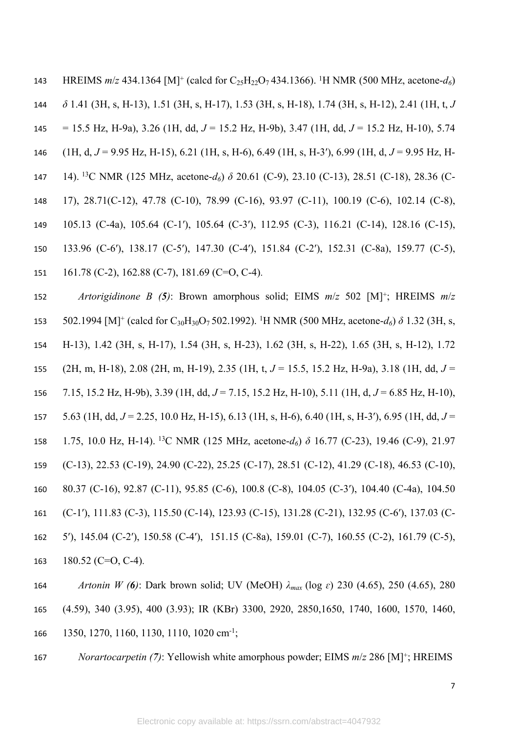HREIMS *m/z* 434.1364 [M]$^+$ (calcd for $C_{25}H_{22}O_7$ 434.1366). $^1$H NMR (500 MHz, acetone-$d_6$) $\delta$ 1.41 (3H, s, H-13), 1.51 (3H, s, H-17), 1.53 (3H, s, H-18), 1.74 (3H, s, H-12), 2.41 (1H, t, $J$ = 15.5 Hz, H-9a), 3.26 (1H, dd, $J$ = 15.2 Hz, H-9b), 3.47 (1H, dd, $J$ = 15.2 Hz, H-10), 5.74 (1H, d, $J$ = 9.95 Hz, H-15), 6.21 (1H, s, H-6), 6.49 (1H, s, H-3′), 6.99 (1H, d, $J$ = 9.95 Hz, H-14). $^{13}$C NMR (125 MHz, acetone-$d_6$) $\delta$ 20.61 (C-9), 23.10 (C-13), 28.51 (C-18), 28.36 (C-17), 28.71(C-12), 47.78 (C-10), 78.99 (C-16), 93.97 (C-11), 100.19 (C-6), 102.14 (C-8), 105.13 (C-4a), 105.64 (C-1′), 105.64 (C-3′), 112.95 (C-3), 116.21 (C-14), 128.16 (C-15), 133.96 (C-6′), 138.17 (C-5′), 147.30 (C-4′), 151.84 (C-2′), 152.31 (C-8a), 159.77 (C-5), 161.78 (C-2), 162.88 (C-7), 181.69 (C=O, C-4).

*Artorigidinone B (**5**)*: Brown amorphous solid; EIMS *m/z* 502 [M]$^+$; HREIMS *m/z* 502.1994 [M]$^+$ (calcd for $C_{30}H_{30}O_7$ 502.1992). $^1$H NMR (500 MHz, acetone-$d_6$) $\delta$ 1.32 (3H, s, H-13), 1.42 (3H, s, H-17), 1.54 (3H, s, H-23), 1.62 (3H, s, H-22), 1.65 (3H, s, H-12), 1.72 (2H, m, H-18), 2.08 (2H, m, H-19), 2.35 (1H, t, $J$ = 15.5, 15.2 Hz, H-9a), 3.18 (1H, dd, $J$ = 7.15, 15.2 Hz, H-9b), 3.39 (1H, dd, $J$ = 7.15, 15.2 Hz, H-10), 5.11 (1H, d, $J$ = 6.85 Hz, H-10), 5.63 (1H, dd, $J$ = 2.25, 10.0 Hz, H-15), 6.13 (1H, s, H-6), 6.40 (1H, s, H-3′), 6.95 (1H, dd, $J$ = 1.75, 10.0 Hz, H-14). $^{13}$C NMR (125 MHz, acetone-$d_6$) $\delta$ 16.77 (C-23), 19.46 (C-9), 21.97 (C-13), 22.53 (C-19), 24.90 (C-22), 25.25 (C-17), 28.51 (C-12), 41.29 (C-18), 46.53 (C-10), 80.37 (C-16), 92.87 (C-11), 95.85 (C-6), 100.8 (C-8), 104.05 (C-3′), 104.40 (C-4a), 104.50 (C-1′), 111.83 (C-3), 115.50 (C-14), 123.93 (C-15), 131.28 (C-21), 132.95 (C-6′), 137.03 (C-5′), 145.04 (C-2′), 150.58 (C-4′), 151.15 (C-8a), 159.01 (C-7), 160.55 (C-2), 161.79 (C-5), 180.52 (C=O, C-4).

*Artonin W (**6**)*: Dark brown solid; UV (MeOH) $\lambda_{max}$ (log $\varepsilon$) 230 (4.65), 250 (4.65), 280 (4.59), 340 (3.95), 400 (3.93); IR (KBr) 3300, 2920, 2850,1650, 1740, 1600, 1570, 1460, 1350, 1270, 1160, 1130, 1110, 1020 cm$^{-1}$;

*Norartocarpetin (**7**)*: Yellowish white amorphous powder; EIMS *m/z* 286 [M]$^+$; HREIMS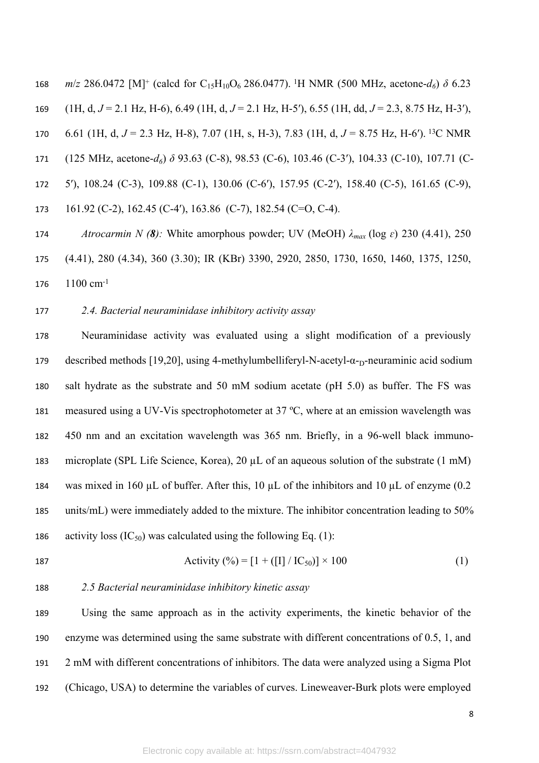*m*/*z* 286.0472 [M]$^+$ (calcd for $C_{15}H_{10}O_6$ 286.0477). $^1$H NMR (500 MHz, acetone-$d_6$) $\delta$ 6.23 (1H, d, $J$ = 2.1 Hz, H-6), 6.49 (1H, d, $J$ = 2.1 Hz, H-5′), 6.55 (1H, dd, $J$ = 2.3, 8.75 Hz, H-3′), 6.61 (1H, d, $J$ = 2.3 Hz, H-8), 7.07 (1H, s, H-3), 7.83 (1H, d, $J$ = 8.75 Hz, H-6′). $^{13}$C NMR (125 MHz, acetone-$d_6$) $\delta$ 93.63 (C-8), 98.53 (C-6), 103.46 (C-3′), 104.33 (C-10), 107.71 (C-5′), 108.24 (C-3), 109.88 (C-1), 130.06 (C-6′), 157.95 (C-2′), 158.40 (C-5), 161.65 (C-9), 161.92 (C-2), 162.45 (C-4′), 163.86 (C-7), 182.54 (C=O, C-4).

*Atrocarmin N (**8**):* White amorphous powder; UV (MeOH) $\lambda_{max}$ (log $\varepsilon$) 230 (4.41), 250 (4.41), 280 (4.34), 360 (3.30); IR (KBr) 3390, 2920, 2850, 1730, 1650, 1460, 1375, 1250, 1100 cm$^{-1}$

### *2.4. Bacterial neuraminidase inhibitory activity assay*

Neuraminidase activity was evaluated using a slight modification of a previously described methods [19,20], using 4-methylumbelliferyl-N-acetyl-α-$_D$-neuraminic acid sodium salt hydrate as the substrate and 50 mM sodium acetate (pH 5.0) as buffer. The FS was measured using a UV-Vis spectrophotometer at 37 ºC, where at an emission wavelength was 450 nm and an excitation wavelength was 365 nm. Briefly, in a 96-well black immuno-microplate (SPL Life Science, Korea), 20 µL of an aqueous solution of the substrate (1 mM) was mixed in 160 µL of buffer. After this, 10 µL of the inhibitors and 10 µL of enzyme (0.2 units/mL) were immediately added to the mixture. The inhibitor concentration leading to 50% activity loss ($IC_{50}$) was calculated using the following Eq. (1):

$$\text{Activity (\%)} = [1 + ([I] / IC_{50})] \times 100 \qquad (1)$$

### *2.5 Bacterial neuraminidase inhibitory kinetic assay*

Using the same approach as in the activity experiments, the kinetic behavior of the enzyme was determined using the same substrate with different concentrations of 0.5, 1, and 2 mM with different concentrations of inhibitors. The data were analyzed using a Sigma Plot (Chicago, USA) to determine the variables of curves. Lineweaver-Burk plots were employed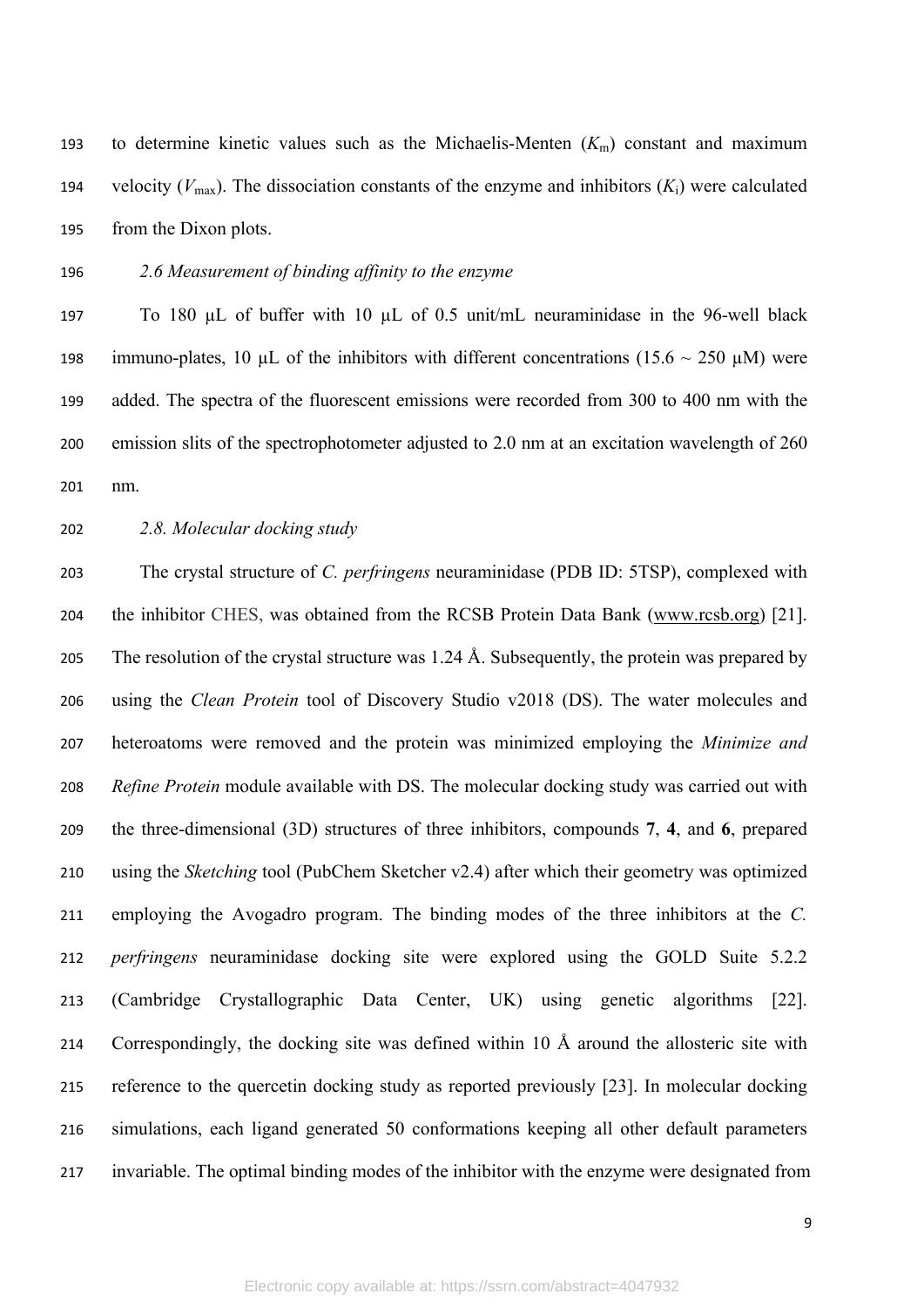to determine kinetic values such as the Michaelis-Menten ($K_m$) constant and maximum velocity ($V_{max}$). The dissociation constants of the enzyme and inhibitors ($K_i$) were calculated from the Dixon plots.

*2.6 Measurement of binding affinity to the enzyme*

To 180 μL of buffer with 10 μL of 0.5 unit/mL neuraminidase in the 96-well black immuno-plates, 10 μL of the inhibitors with different concentrations (15.6 ~ 250 μM) were added. The spectra of the fluorescent emissions were recorded from 300 to 400 nm with the emission slits of the spectrophotometer adjusted to 2.0 nm at an excitation wavelength of 260 nm.

*2.8. Molecular docking study*

The crystal structure of *C. perfringens* neuraminidase (PDB ID: 5TSP), complexed with the inhibitor CHES, was obtained from the RCSB Protein Data Bank (www.rcsb.org) [21]. The resolution of the crystal structure was 1.24 Å. Subsequently, the protein was prepared by using the *Clean Protein* tool of Discovery Studio v2018 (DS). The water molecules and heteroatoms were removed and the protein was minimized employing the *Minimize and Refine Protein* module available with DS. The molecular docking study was carried out with the three-dimensional (3D) structures of three inhibitors, compounds **7**, **4**, and **6**, prepared using the *Sketching* tool (PubChem Sketcher v2.4) after which their geometry was optimized employing the Avogadro program. The binding modes of the three inhibitors at the *C. perfringens* neuraminidase docking site were explored using the GOLD Suite 5.2.2 (Cambridge Crystallographic Data Center, UK) using genetic algorithms [22]. Correspondingly, the docking site was defined within 10 Å around the allosteric site with reference to the quercetin docking study as reported previously [23]. In molecular docking simulations, each ligand generated 50 conformations keeping all other default parameters invariable. The optimal binding modes of the inhibitor with the enzyme were designated from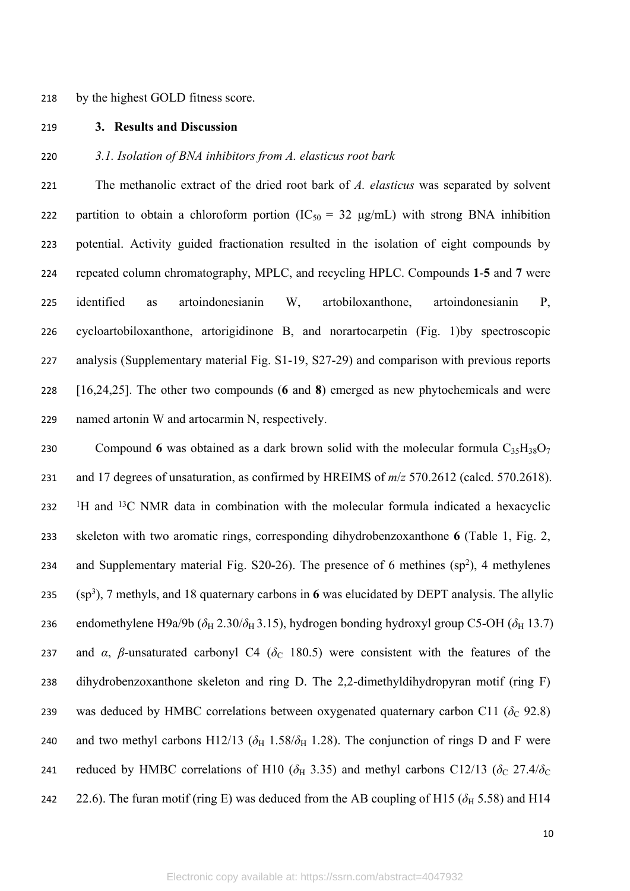by the highest GOLD fitness score.

## 3. Results and Discussion

### *3.1. Isolation of BNA inhibitors from A. elasticus root bark*

The methanolic extract of the dried root bark of *A. elasticus* was separated by solvent partition to obtain a chloroform portion ($IC_{50}$ = 32 μg/mL) with strong BNA inhibition potential. Activity guided fractionation resulted in the isolation of eight compounds by repeated column chromatography, MPLC, and recycling HPLC. Compounds **1**-**5** and **7** were identified as artoindonesianin W, artobiloxanthone, artoindonesianin P, cycloartobiloxanthone, artorigidinone B, and norartocarpetin (Fig. 1)by spectroscopic analysis (Supplementary material Fig. S1-19, S27-29) and comparison with previous reports [16,24,25]. The other two compounds (**6** and **8**) emerged as new phytochemicals and were named artonin W and artocarmin N, respectively.

Compound **6** was obtained as a dark brown solid with the molecular formula $C_{35}H_{38}O_7$ and 17 degrees of unsaturation, as confirmed by HREIMS of *m*/*z* 570.2612 (calcd. 570.2618). $^1$H and $^{13}$C NMR data in combination with the molecular formula indicated a hexacyclic skeleton with two aromatic rings, corresponding dihydrobenzoxanthone **6** (Table 1, Fig. 2, and Supplementary material Fig. S20-26). The presence of 6 methines ($sp^2$), 4 methylenes ($sp^3$), 7 methyls, and 18 quaternary carbons in **6** was elucidated by DEPT analysis. The allylic endomethylene H9a/9b ($\delta_H$ 2.30/$\delta_H$ 3.15), hydrogen bonding hydroxyl group C5-OH ($\delta_H$ 13.7) and *α*, *β*-unsaturated carbonyl C4 ($\delta_C$ 180.5) were consistent with the features of the dihydrobenzoxanthone skeleton and ring D. The 2,2-dimethyldihydropyran motif (ring F) was deduced by HMBC correlations between oxygenated quaternary carbon C11 ($\delta_C$ 92.8) and two methyl carbons H12/13 ($\delta_H$ 1.58/$\delta_H$ 1.28). The conjunction of rings D and F were reduced by HMBC correlations of H10 ($\delta_H$ 3.35) and methyl carbons C12/13 ($\delta_C$ 27.4/$\delta_C$ 22.6). The furan motif (ring E) was deduced from the AB coupling of H15 ($\delta_H$ 5.58) and H14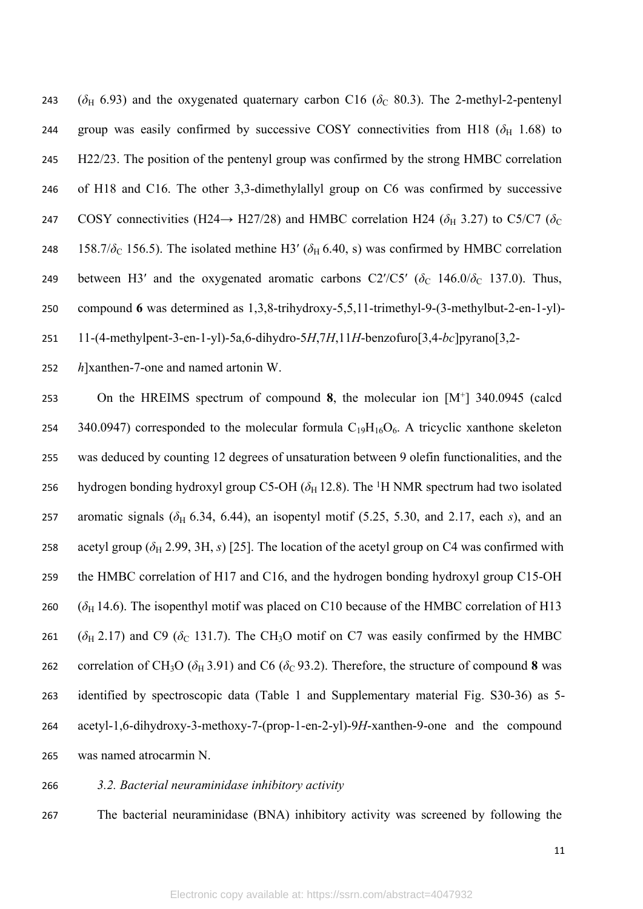($\delta_H$ 6.93) and the oxygenated quaternary carbon C16 ($\delta_C$ 80.3). The 2-methyl-2-pentenyl group was easily confirmed by successive COSY connectivities from H18 ($\delta_H$ 1.68) to H22/23. The position of the pentenyl group was confirmed by the strong HMBC correlation of H18 and C16. The other 3,3-dimethylallyl group on C6 was confirmed by successive COSY connectivities (H24→ H27/28) and HMBC correlation H24 ($\delta_H$ 3.27) to C5/C7 ($\delta_C$ 158.7/$\delta_C$ 156.5). The isolated methine H3′ ($\delta_H$ 6.40, s) was confirmed by HMBC correlation between H3′ and the oxygenated aromatic carbons C2′/C5′ ($\delta_C$ 146.0/$\delta_C$ 137.0). Thus, compound **6** was determined as 1,3,8-trihydroxy-5,5,11-trimethyl-9-(3-methylbut-2-en-1-yl)-11-(4-methylpent-3-en-1-yl)-5a,6-dihydro-5*H*,7*H*,11*H*-benzofuro[3,4-*bc*]pyrano[3,2-*h*]xanthen-7-one and named artonin W.

On the HREIMS spectrum of compound **8**, the molecular ion [M$^+$] 340.0945 (calcd 340.0947) corresponded to the molecular formula $C_{19}H_{16}O_6$. A tricyclic xanthone skeleton was deduced by counting 12 degrees of unsaturation between 9 olefin functionalities, and the hydrogen bonding hydroxyl group C5-OH ($\delta_H$ 12.8). The $^1$H NMR spectrum had two isolated aromatic signals ($\delta_H$ 6.34, 6.44), an isopentyl motif (5.25, 5.30, and 2.17, each *s*), and an acetyl group ($\delta_H$ 2.99, 3H, *s*) [25]. The location of the acetyl group on C4 was confirmed with the HMBC correlation of H17 and C16, and the hydrogen bonding hydroxyl group C15-OH ($\delta_H$ 14.6). The isopenthyl motif was placed on C10 because of the HMBC correlation of H13 ($\delta_H$ 2.17) and C9 ($\delta_C$ 131.7). The $CH_3O$ motif on C7 was easily confirmed by the HMBC correlation of $CH_3O$ ($\delta_H$ 3.91) and C6 ($\delta_C$ 93.2). Therefore, the structure of compound **8** was identified by spectroscopic data (Table 1 and Supplementary material Fig. S30-36) as 5-acetyl-1,6-dihydroxy-3-methoxy-7-(prop-1-en-2-yl)-9*H*-xanthen-9-one and the compound was named atrocarmin N.

### *3.2. Bacterial neuraminidase inhibitory activity*

The bacterial neuraminidase (BNA) inhibitory activity was screened by following the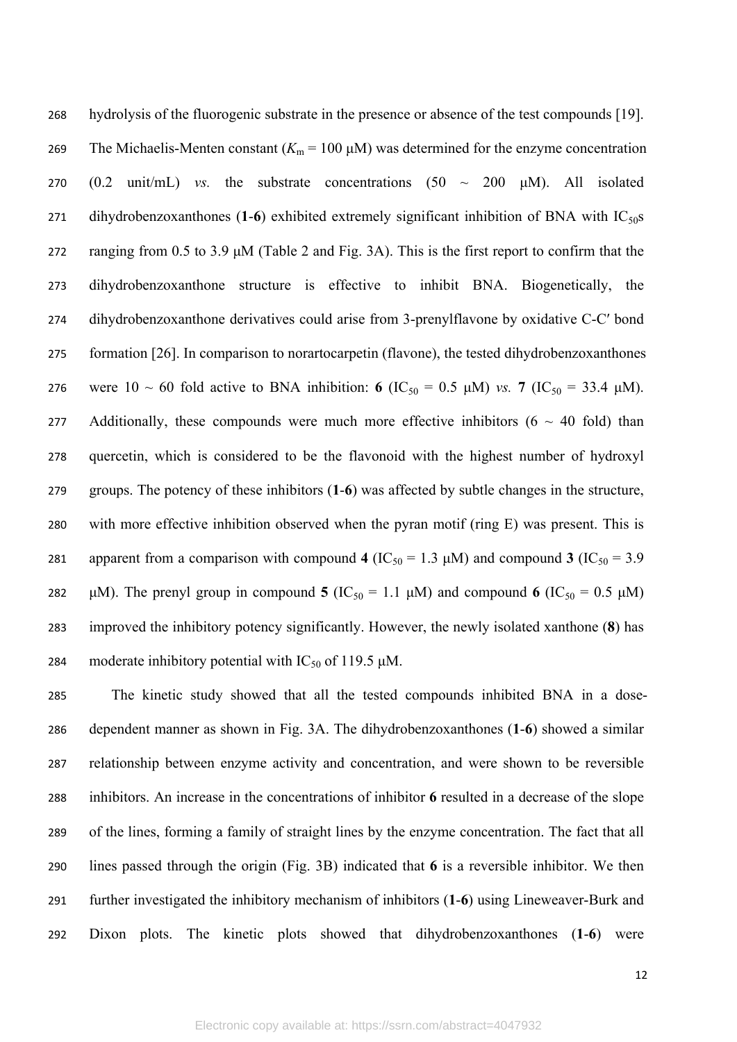hydrolysis of the fluorogenic substrate in the presence or absence of the test compounds [19]. The Michaelis-Menten constant ($K_m$ = 100 μM) was determined for the enzyme concentration (0.2 unit/mL) *vs.* the substrate concentrations (50 ~ 200 μM). All isolated dihydrobenzoxanthones (**1**-**6**) exhibited extremely significant inhibition of BNA with $IC_{50}$s ranging from 0.5 to 3.9 μM (Table 2 and Fig. 3A). This is the first report to confirm that the dihydrobenzoxanthone structure is effective to inhibit BNA. Biogenetically, the dihydrobenzoxanthone derivatives could arise from 3-prenylflavone by oxidative C-C′ bond formation [26]. In comparison to norartocarpetin (flavone), the tested dihydrobenzoxanthones were 10 ~ 60 fold active to BNA inhibition: **6** ($IC_{50}$ = 0.5 μM) *vs.* **7** ($IC_{50}$ = 33.4 μM). Additionally, these compounds were much more effective inhibitors (6 ~ 40 fold) than quercetin, which is considered to be the flavonoid with the highest number of hydroxyl groups. The potency of these inhibitors (**1**-**6**) was affected by subtle changes in the structure, with more effective inhibition observed when the pyran motif (ring E) was present. This is apparent from a comparison with compound **4** ($IC_{50}$ = 1.3 μM) and compound **3** ($IC_{50}$ = 3.9 μM). The prenyl group in compound **5** ($IC_{50}$ = 1.1 μM) and compound **6** ($IC_{50}$ = 0.5 μM) improved the inhibitory potency significantly. However, the newly isolated xanthone (**8**) has moderate inhibitory potential with $IC_{50}$ of 119.5 μM.

The kinetic study showed that all the tested compounds inhibited BNA in a dose-dependent manner as shown in Fig. 3A. The dihydrobenzoxanthones (**1**-**6**) showed a similar relationship between enzyme activity and concentration, and were shown to be reversible inhibitors. An increase in the concentrations of inhibitor **6** resulted in a decrease of the slope of the lines, forming a family of straight lines by the enzyme concentration. The fact that all lines passed through the origin (Fig. 3B) indicated that **6** is a reversible inhibitor. We then further investigated the inhibitory mechanism of inhibitors (**1**-**6**) using Lineweaver-Burk and Dixon plots. The kinetic plots showed that dihydrobenzoxanthones (**1**-**6**) were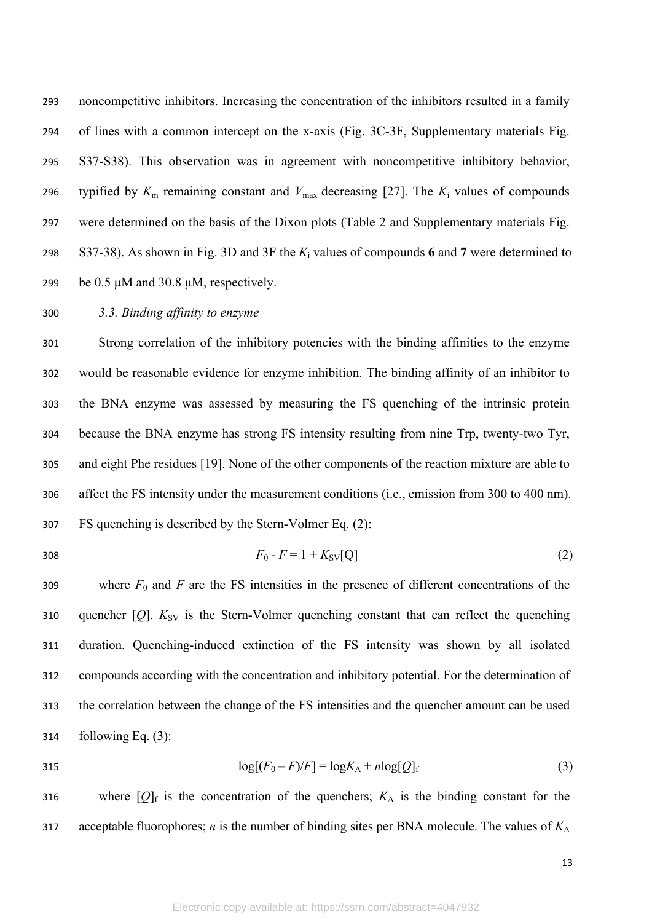noncompetitive inhibitors. Increasing the concentration of the inhibitors resulted in a family of lines with a common intercept on the x-axis (Fig. 3C-3F, Supplementary materials Fig. S37-S38). This observation was in agreement with noncompetitive inhibitory behavior, typified by $K_m$ remaining constant and $V_{max}$ decreasing [27]. The $K_i$ values of compounds were determined on the basis of the Dixon plots (Table 2 and Supplementary materials Fig. S37-38). As shown in Fig. 3D and 3F the $K_i$ values of compounds **6** and **7** were determined to be 0.5 μM and 30.8 μM, respectively.

### *3.3. Binding affinity to enzyme*

Strong correlation of the inhibitory potencies with the binding affinities to the enzyme would be reasonable evidence for enzyme inhibition. The binding affinity of an inhibitor to the BNA enzyme was assessed by measuring the FS quenching of the intrinsic protein because the BNA enzyme has strong FS intensity resulting from nine Trp, twenty-two Tyr, and eight Phe residues [19]. None of the other components of the reaction mixture are able to affect the FS intensity under the measurement conditions (i.e., emission from 300 to 400 nm). FS quenching is described by the Stern-Volmer Eq. (2):

$$F_0 - F = 1 + K_{SV}[Q] \tag{2}$$

where $F_0$ and $F$ are the FS intensities in the presence of different concentrations of the quencher $[Q]$. $K_{SV}$ is the Stern-Volmer quenching constant that can reflect the quenching duration. Quenching-induced extinction of the FS intensity was shown by all isolated compounds according with the concentration and inhibitory potential. For the determination of the correlation between the change of the FS intensities and the quencher amount can be used following Eq. (3):

$$\log[(F_0 - F)/F] = \log K_A + n\log[Q]_f \tag{3}$$

where $[Q]_f$ is the concentration of the quenchers; $K_A$ is the binding constant for the acceptable fluorophores; $n$ is the number of binding sites per BNA molecule. The values of $K_A$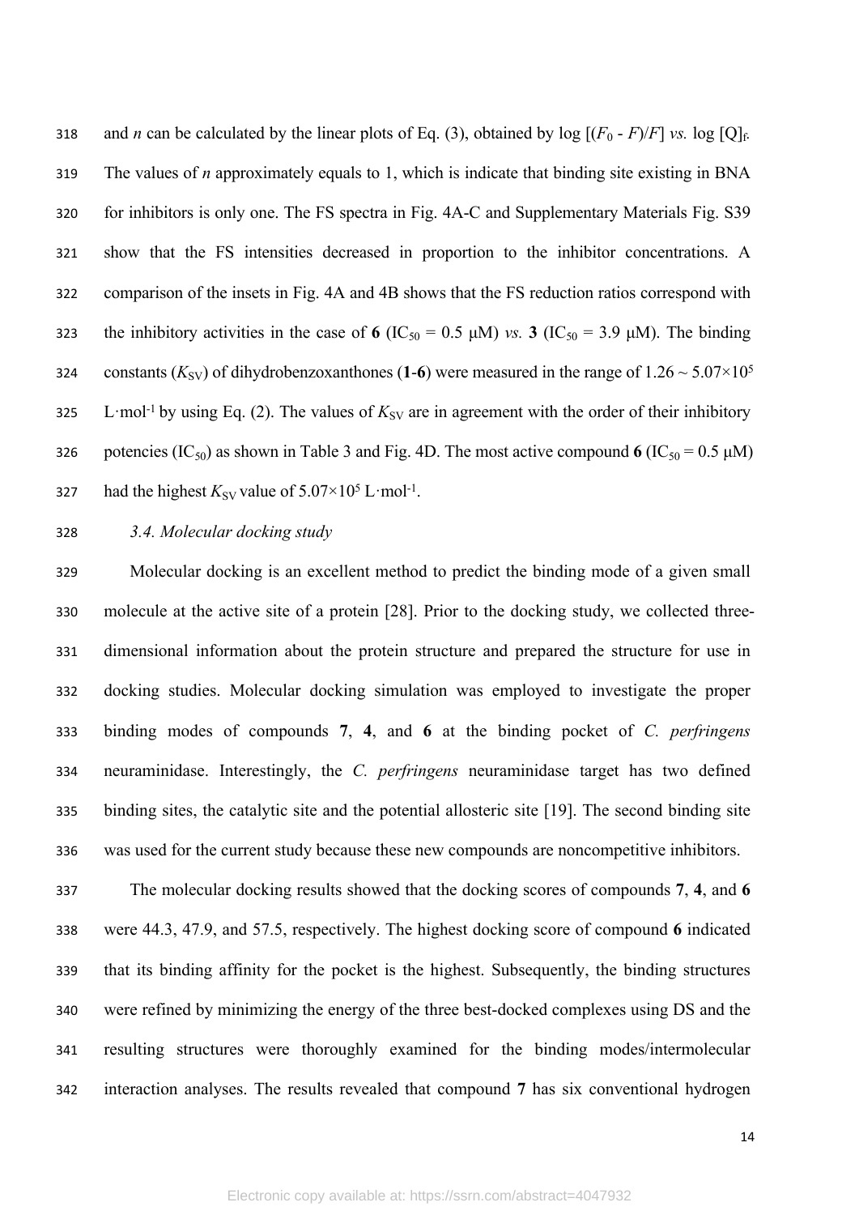and $n$ can be calculated by the linear plots of Eq. (3), obtained by log $[(F_0 - F)/F]$ *vs.* log $[Q]_f$. The values of $n$ approximately equals to 1, which is indicate that binding site existing in BNA for inhibitors is only one. The FS spectra in Fig. 4A-C and Supplementary Materials Fig. S39 show that the FS intensities decreased in proportion to the inhibitor concentrations. A comparison of the insets in Fig. 4A and 4B shows that the FS reduction ratios correspond with the inhibitory activities in the case of **6** ($IC_{50}$ = 0.5 μM) *vs.* **3** ($IC_{50}$ = 3.9 μM). The binding constants ($K_{SV}$) of dihydrobenzoxanthones (**1**-**6**) were measured in the range of 1.26 ~ 5.07×$10^5$ L·mol$^{-1}$ by using Eq. (2). The values of $K_{SV}$ are in agreement with the order of their inhibitory potencies ($IC_{50}$) as shown in Table 3 and Fig. 4D. The most active compound **6** ($IC_{50}$ = 0.5 μM) had the highest $K_{SV}$ value of 5.07×$10^5$ L·mol$^{-1}$.

### *3.4. Molecular docking study*

Molecular docking is an excellent method to predict the binding mode of a given small molecule at the active site of a protein [28]. Prior to the docking study, we collected three-dimensional information about the protein structure and prepared the structure for use in docking studies. Molecular docking simulation was employed to investigate the proper binding modes of compounds **7**, **4**, and **6** at the binding pocket of *C. perfringens* neuraminidase. Interestingly, the *C. perfringens* neuraminidase target has two defined binding sites, the catalytic site and the potential allosteric site [19]. The second binding site was used for the current study because these new compounds are noncompetitive inhibitors.

The molecular docking results showed that the docking scores of compounds **7**, **4**, and **6** were 44.3, 47.9, and 57.5, respectively. The highest docking score of compound **6** indicated that its binding affinity for the pocket is the highest. Subsequently, the binding structures were refined by minimizing the energy of the three best-docked complexes using DS and the resulting structures were thoroughly examined for the binding modes/intermolecular interaction analyses. The results revealed that compound **7** has six conventional hydrogen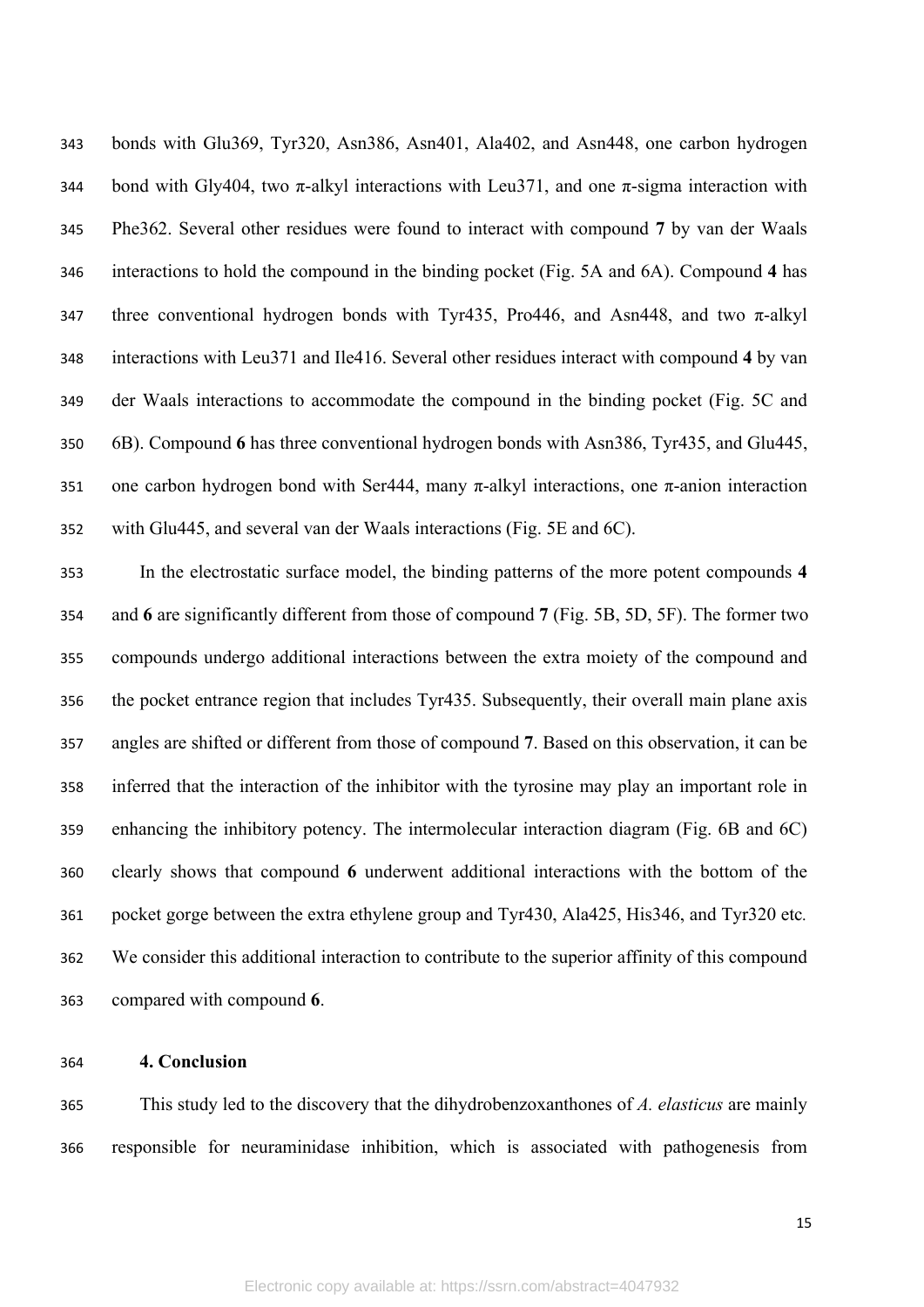bonds with Glu369, Tyr320, Asn386, Asn401, Ala402, and Asn448, one carbon hydrogen bond with Gly404, two π-alkyl interactions with Leu371, and one π-sigma interaction with Phe362. Several other residues were found to interact with compound **7** by van der Waals interactions to hold the compound in the binding pocket (Fig. 5A and 6A). Compound **4** has three conventional hydrogen bonds with Tyr435, Pro446, and Asn448, and two π-alkyl interactions with Leu371 and Ile416. Several other residues interact with compound **4** by van der Waals interactions to accommodate the compound in the binding pocket (Fig. 5C and 6B). Compound **6** has three conventional hydrogen bonds with Asn386, Tyr435, and Glu445, one carbon hydrogen bond with Ser444, many π-alkyl interactions, one π-anion interaction with Glu445, and several van der Waals interactions (Fig. 5E and 6C).

In the electrostatic surface model, the binding patterns of the more potent compounds **4** and **6** are significantly different from those of compound **7** (Fig. 5B, 5D, 5F). The former two compounds undergo additional interactions between the extra moiety of the compound and the pocket entrance region that includes Tyr435. Subsequently, their overall main plane axis angles are shifted or different from those of compound **7**. Based on this observation, it can be inferred that the interaction of the inhibitor with the tyrosine may play an important role in enhancing the inhibitory potency. The intermolecular interaction diagram (Fig. 6B and 6C) clearly shows that compound **6** underwent additional interactions with the bottom of the pocket gorge between the extra ethylene group and Tyr430, Ala425, His346, and Tyr320 etc*.* We consider this additional interaction to contribute to the superior affinity of this compound compared with compound **6**.

## 4. Conclusion

This study led to the discovery that the dihydrobenzoxanthones of *A. elasticus* are mainly responsible for neuraminidase inhibition, which is associated with pathogenesis from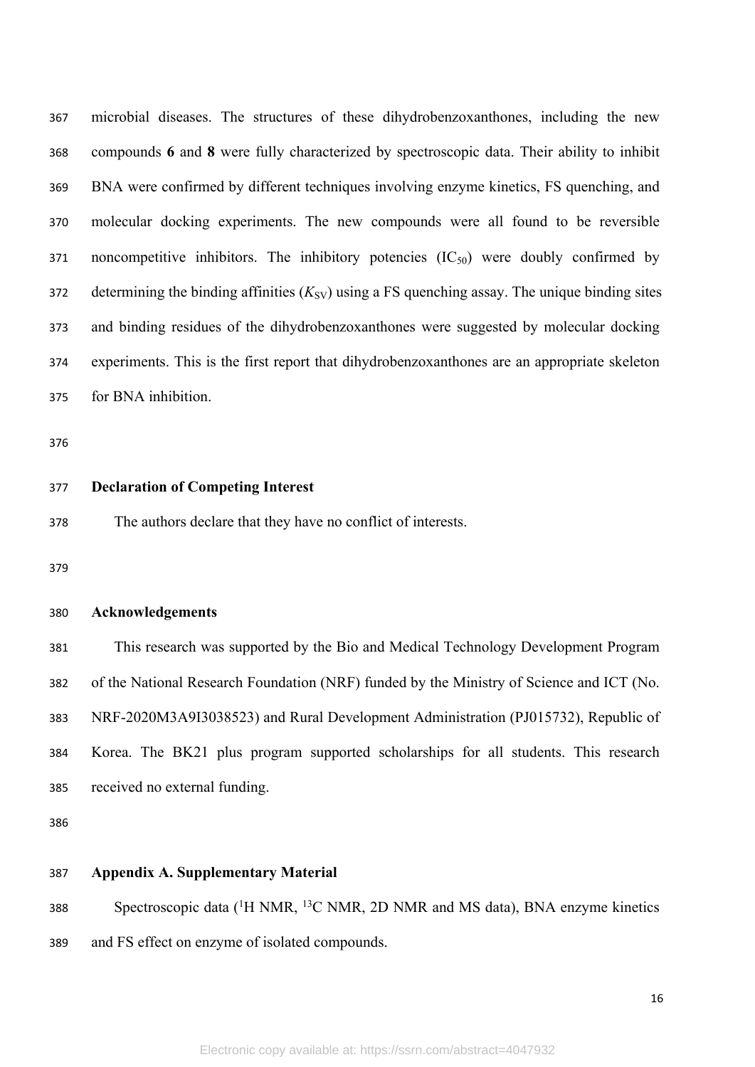microbial diseases. The structures of these dihydrobenzoxanthones, including the new compounds **6** and **8** were fully characterized by spectroscopic data. Their ability to inhibit BNA were confirmed by different techniques involving enzyme kinetics, FS quenching, and molecular docking experiments. The new compounds were all found to be reversible noncompetitive inhibitors. The inhibitory potencies ($IC_{50}$) were doubly confirmed by determining the binding affinities ($K_{SV}$) using a FS quenching assay. The unique binding sites and binding residues of the dihydrobenzoxanthones were suggested by molecular docking experiments. This is the first report that dihydrobenzoxanthones are an appropriate skeleton for BNA inhibition.

## Declaration of Competing Interest

The authors declare that they have no conflict of interests.

## Acknowledgements

This research was supported by the Bio and Medical Technology Development Program of the National Research Foundation (NRF) funded by the Ministry of Science and ICT (No. NRF-2020M3A9I3038523) and Rural Development Administration (PJ015732), Republic of Korea. The BK21 plus program supported scholarships for all students. This research received no external funding.

## Appendix A. Supplementary Material

Spectroscopic data ($^{1}$H NMR, $^{13}$C NMR, 2D NMR and MS data), BNA enzyme kinetics and FS effect on enzyme of isolated compounds.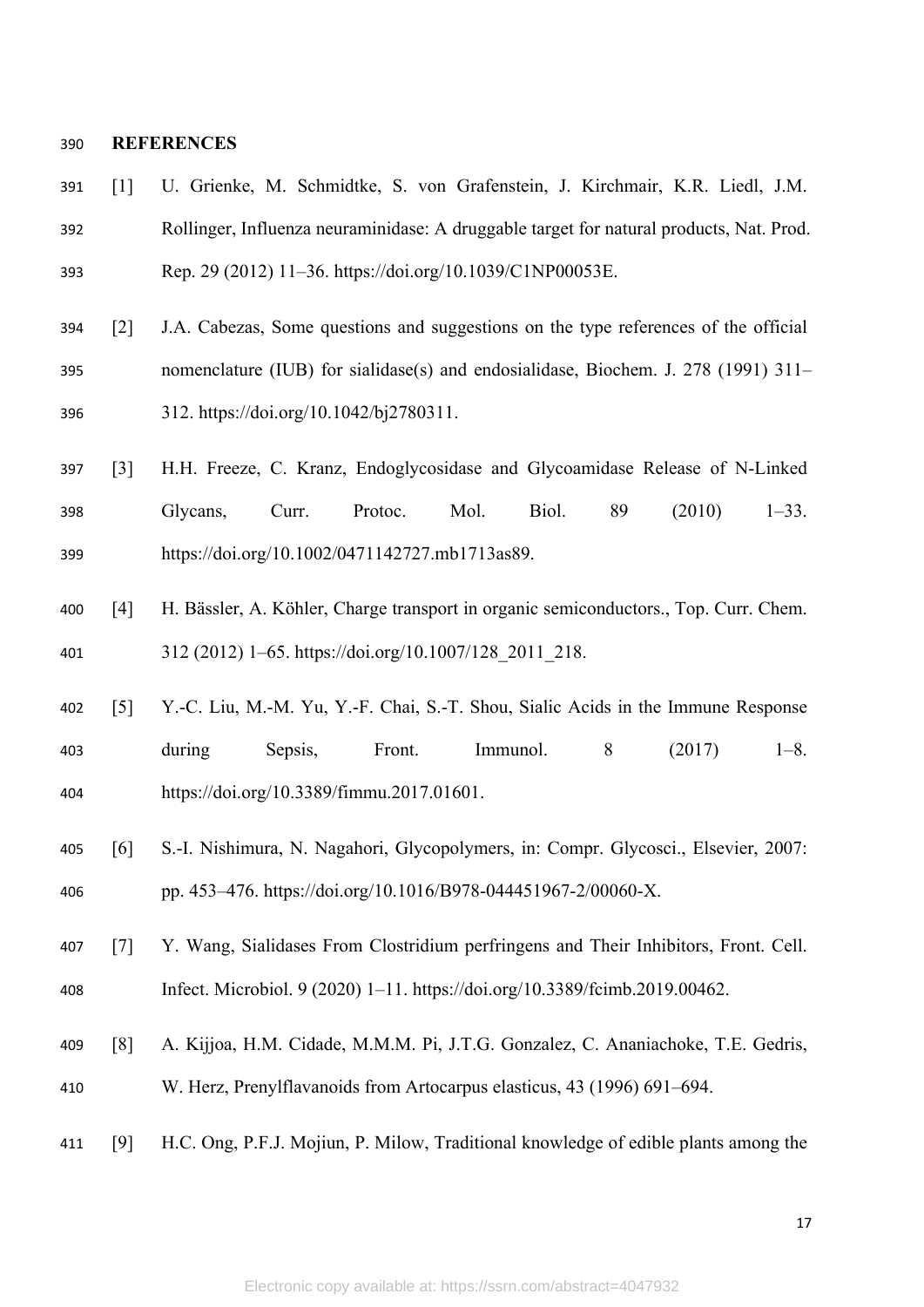## REFERENCES

[1] U. Grienke, M. Schmidtke, S. von Grafenstein, J. Kirchmair, K.R. Liedl, J.M. Rollinger, Influenza neuraminidase: A druggable target for natural products, Nat. Prod. Rep. 29 (2012) 11–36. https://doi.org/10.1039/C1NP00053E.

[2] J.A. Cabezas, Some questions and suggestions on the type references of the official nomenclature (IUB) for sialidase(s) and endosialidase, Biochem. J. 278 (1991) 311–312. https://doi.org/10.1042/bj2780311.

[3] H.H. Freeze, C. Kranz, Endoglycosidase and Glycoamidase Release of N-Linked Glycans, Curr. Protoc. Mol. Biol. 89 (2010) 1–33. https://doi.org/10.1002/0471142727.mb1713as89.

[4] H. Bässler, A. Köhler, Charge transport in organic semiconductors., Top. Curr. Chem. 312 (2012) 1–65. https://doi.org/10.1007/128_2011_218.

[5] Y.-C. Liu, M.-M. Yu, Y.-F. Chai, S.-T. Shou, Sialic Acids in the Immune Response during Sepsis, Front. Immunol. 8 (2017) 1–8. https://doi.org/10.3389/fimmu.2017.01601.

[6] S.-I. Nishimura, N. Nagahori, Glycopolymers, in: Compr. Glycosci., Elsevier, 2007: pp. 453–476. https://doi.org/10.1016/B978-044451967-2/00060-X.

[7] Y. Wang, Sialidases From Clostridium perfringens and Their Inhibitors, Front. Cell. Infect. Microbiol. 9 (2020) 1–11. https://doi.org/10.3389/fcimb.2019.00462.

[8] A. Kijjoa, H.M. Cidade, M.M.M. Pi, J.T.G. Gonzalez, C. Ananiachoke, T.E. Gedris, W. Herz, Prenylflavanoids from Artocarpus elasticus, 43 (1996) 691–694.

[9] H.C. Ong, P.F.J. Mojiun, P. Milow, Traditional knowledge of edible plants among the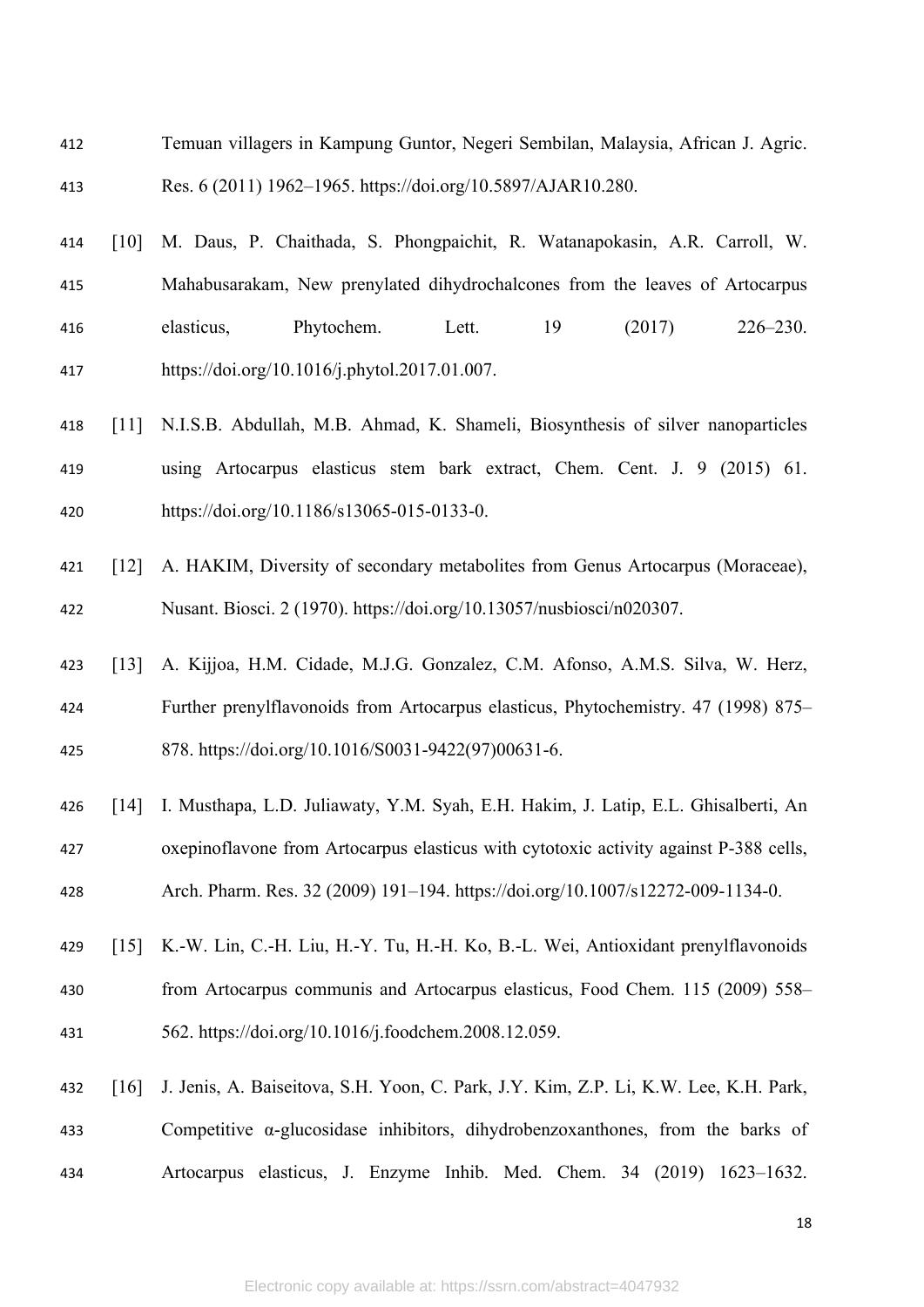Temuan villagers in Kampung Guntor, Negeri Sembilan, Malaysia, African J. Agric. Res. 6 (2011) 1962–1965. https://doi.org/10.5897/AJAR10.280.

[10] M. Daus, P. Chaithada, S. Phongpaichit, R. Watanapokasin, A.R. Carroll, W. Mahabusarakam, New prenylated dihydrochalcones from the leaves of Artocarpus elasticus, Phytochem. Lett. 19 (2017) 226–230. https://doi.org/10.1016/j.phytol.2017.01.007.

[11] N.I.S.B. Abdullah, M.B. Ahmad, K. Shameli, Biosynthesis of silver nanoparticles using Artocarpus elasticus stem bark extract, Chem. Cent. J. 9 (2015) 61. https://doi.org/10.1186/s13065-015-0133-0.

[12] A. HAKIM, Diversity of secondary metabolites from Genus Artocarpus (Moraceae), Nusant. Biosci. 2 (1970). https://doi.org/10.13057/nusbiosci/n020307.

[13] A. Kijjoa, H.M. Cidade, M.J.G. Gonzalez, C.M. Afonso, A.M.S. Silva, W. Herz, Further prenylflavonoids from Artocarpus elasticus, Phytochemistry. 47 (1998) 875–878. https://doi.org/10.1016/S0031-9422(97)00631-6.

[14] I. Musthapa, L.D. Juliawaty, Y.M. Syah, E.H. Hakim, J. Latip, E.L. Ghisalberti, An oxepinoflavone from Artocarpus elasticus with cytotoxic activity against P-388 cells, Arch. Pharm. Res. 32 (2009) 191–194. https://doi.org/10.1007/s12272-009-1134-0.

[15] K.-W. Lin, C.-H. Liu, H.-Y. Tu, H.-H. Ko, B.-L. Wei, Antioxidant prenylflavonoids from Artocarpus communis and Artocarpus elasticus, Food Chem. 115 (2009) 558–562. https://doi.org/10.1016/j.foodchem.2008.12.059.

[16] J. Jenis, A. Baiseitova, S.H. Yoon, C. Park, J.Y. Kim, Z.P. Li, K.W. Lee, K.H. Park, Competitive α-glucosidase inhibitors, dihydrobenzoxanthones, from the barks of Artocarpus elasticus, J. Enzyme Inhib. Med. Chem. 34 (2019) 1623–1632.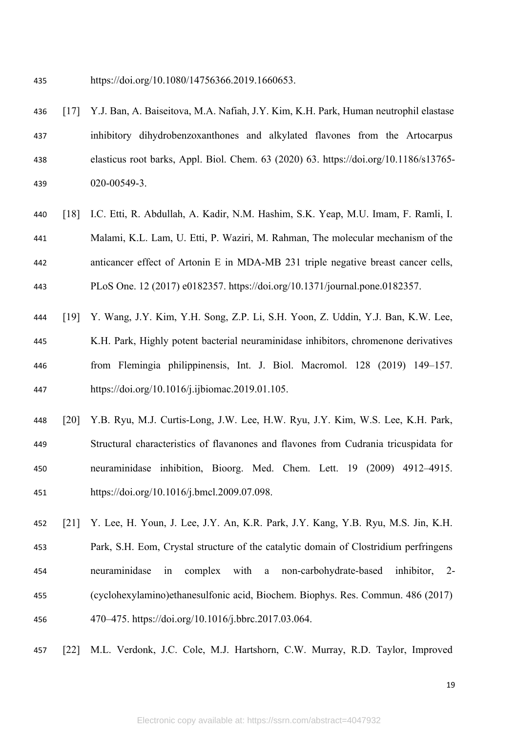https://doi.org/10.1080/14756366.2019.1660653.

[17] Y.J. Ban, A. Baiseitova, M.A. Nafiah, J.Y. Kim, K.H. Park, Human neutrophil elastase inhibitory dihydrobenzoxanthones and alkylated flavones from the Artocarpus elasticus root barks, Appl. Biol. Chem. 63 (2020) 63. https://doi.org/10.1186/s13765-020-00549-3.

[18] I.C. Etti, R. Abdullah, A. Kadir, N.M. Hashim, S.K. Yeap, M.U. Imam, F. Ramli, I. Malami, K.L. Lam, U. Etti, P. Waziri, M. Rahman, The molecular mechanism of the anticancer effect of Artonin E in MDA-MB 231 triple negative breast cancer cells, PLoS One. 12 (2017) e0182357. https://doi.org/10.1371/journal.pone.0182357.

[19] Y. Wang, J.Y. Kim, Y.H. Song, Z.P. Li, S.H. Yoon, Z. Uddin, Y.J. Ban, K.W. Lee, K.H. Park, Highly potent bacterial neuraminidase inhibitors, chromenone derivatives from Flemingia philippinensis, Int. J. Biol. Macromol. 128 (2019) 149–157. https://doi.org/10.1016/j.ijbiomac.2019.01.105.

[20] Y.B. Ryu, M.J. Curtis-Long, J.W. Lee, H.W. Ryu, J.Y. Kim, W.S. Lee, K.H. Park, Structural characteristics of flavanones and flavones from Cudrania tricuspidata for neuraminidase inhibition, Bioorg. Med. Chem. Lett. 19 (2009) 4912–4915. https://doi.org/10.1016/j.bmcl.2009.07.098.

[21] Y. Lee, H. Youn, J. Lee, J.Y. An, K.R. Park, J.Y. Kang, Y.B. Ryu, M.S. Jin, K.H. Park, S.H. Eom, Crystal structure of the catalytic domain of Clostridium perfringens neuraminidase in complex with a non-carbohydrate-based inhibitor, 2-(cyclohexylamino)ethanesulfonic acid, Biochem. Biophys. Res. Commun. 486 (2017) 470–475. https://doi.org/10.1016/j.bbrc.2017.03.064.

[22] M.L. Verdonk, J.C. Cole, M.J. Hartshorn, C.W. Murray, R.D. Taylor, Improved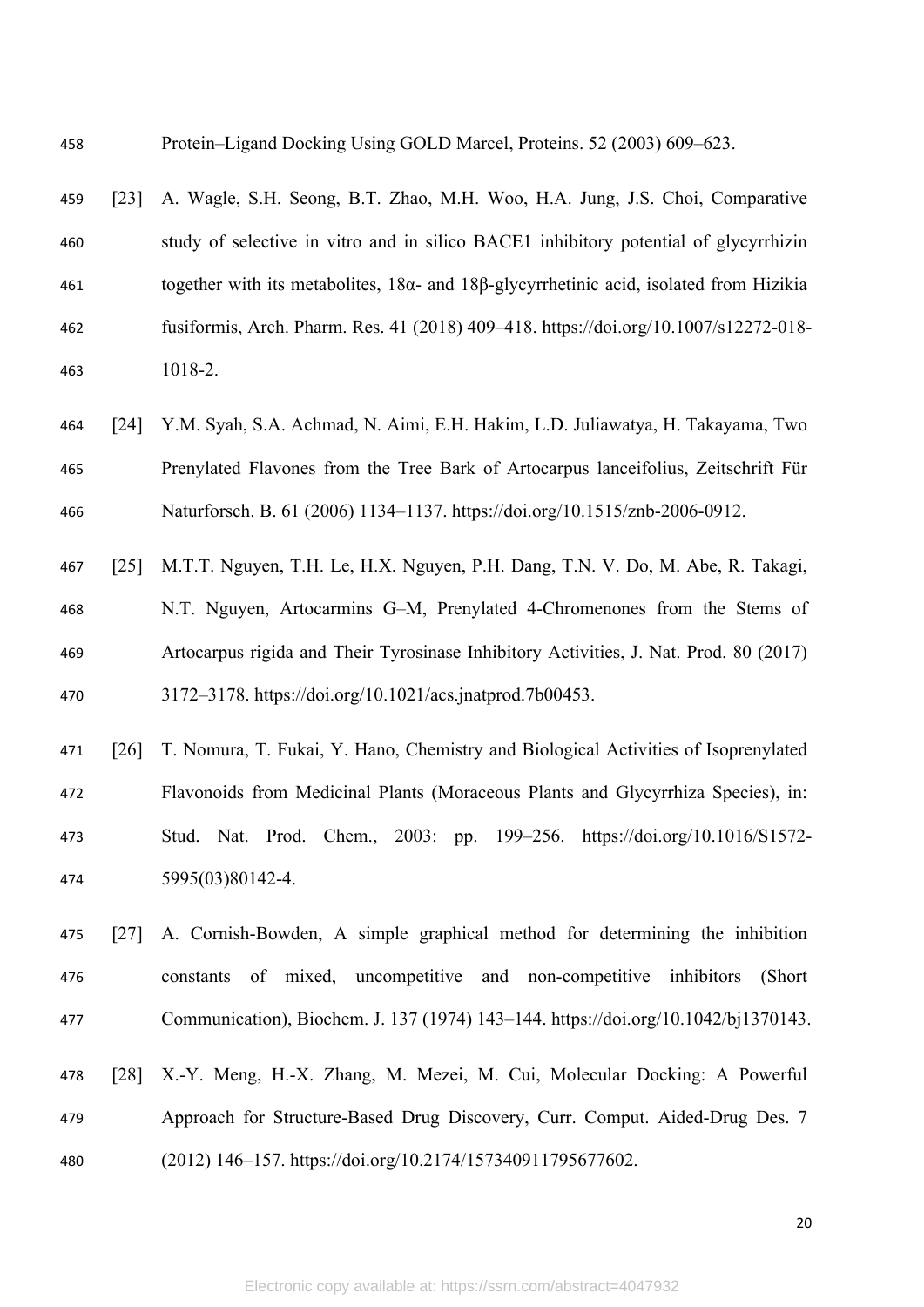Protein–Ligand Docking Using GOLD Marcel, Proteins. 52 (2003) 609–623.

[23] A. Wagle, S.H. Seong, B.T. Zhao, M.H. Woo, H.A. Jung, J.S. Choi, Comparative study of selective in vitro and in silico BACE1 inhibitory potential of glycyrrhizin together with its metabolites, 18α- and 18β-glycyrrhetinic acid, isolated from Hizikia fusiformis, Arch. Pharm. Res. 41 (2018) 409–418. https://doi.org/10.1007/s12272-018-1018-2.

[24] Y.M. Syah, S.A. Achmad, N. Aimi, E.H. Hakim, L.D. Juliawatya, H. Takayama, Two Prenylated Flavones from the Tree Bark of Artocarpus lanceifolius, Zeitschrift Für Naturforsch. B. 61 (2006) 1134–1137. https://doi.org/10.1515/znb-2006-0912.

[25] M.T.T. Nguyen, T.H. Le, H.X. Nguyen, P.H. Dang, T.N. V. Do, M. Abe, R. Takagi, N.T. Nguyen, Artocarmins G–M, Prenylated 4-Chromenones from the Stems of Artocarpus rigida and Their Tyrosinase Inhibitory Activities, J. Nat. Prod. 80 (2017) 3172–3178. https://doi.org/10.1021/acs.jnatprod.7b00453.

[26] T. Nomura, T. Fukai, Y. Hano, Chemistry and Biological Activities of Isoprenylated Flavonoids from Medicinal Plants (Moraceous Plants and Glycyrrhiza Species), in: Stud. Nat. Prod. Chem., 2003: pp. 199–256. https://doi.org/10.1016/S1572-5995(03)80142-4.

[27] A. Cornish-Bowden, A simple graphical method for determining the inhibition constants of mixed, uncompetitive and non-competitive inhibitors (Short Communication), Biochem. J. 137 (1974) 143–144. https://doi.org/10.1042/bj1370143.

[28] X.-Y. Meng, H.-X. Zhang, M. Mezei, M. Cui, Molecular Docking: A Powerful Approach for Structure-Based Drug Discovery, Curr. Comput. Aided-Drug Des. 7 (2012) 146–157. https://doi.org/10.2174/157340911795677602.